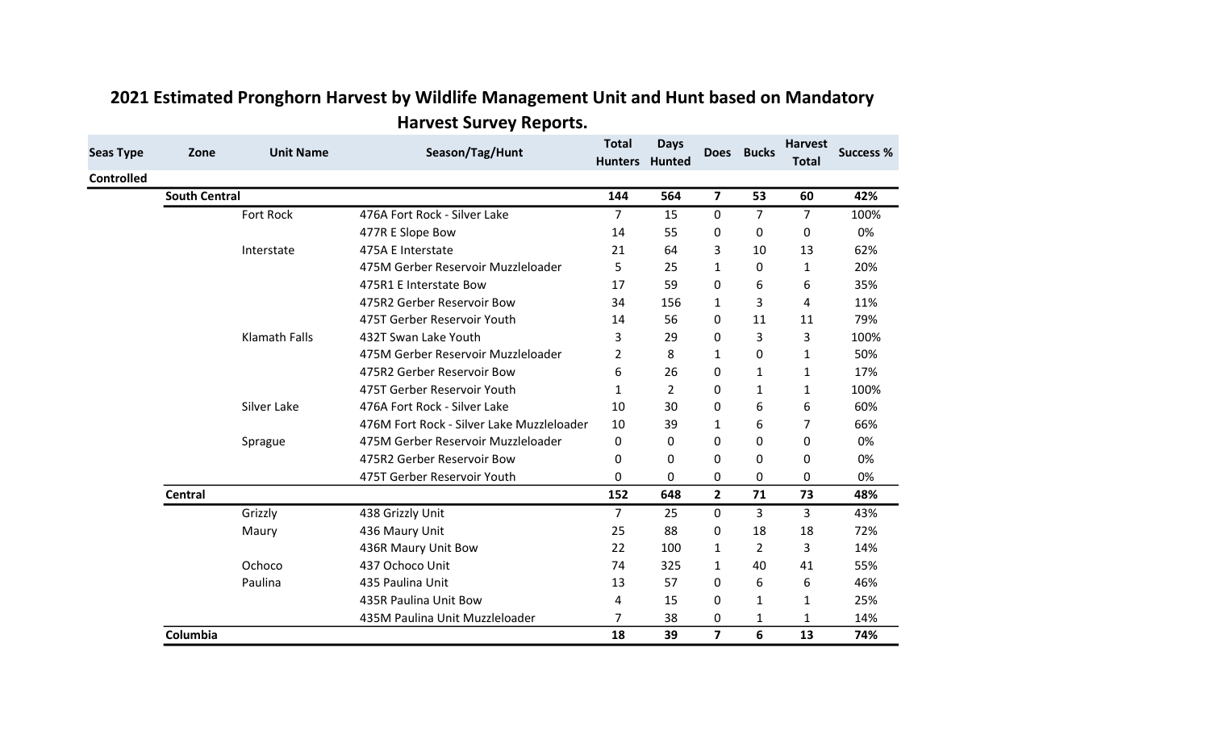# 2021 Estimated Pronghorn Harvest by Wildlife Management Unit and Hunt based on Mandatory Harvest Survey Reports.

| Seas Type | Zone | Unit Name | Season/Tag/Hunt | Total Hunters | Days Hunted | Does | Bucks | Harvest Total | Success % |
|---|---|---|---|---|---|---|---|---|---|
| **Controlled** | | | | | | | | | |
| | **South Central** | | | **144** | **564** | **7** | **53** | **60** | **42%** |
| | | Fort Rock | 476A Fort Rock - Silver Lake | 7 | 15 | 0 | 7 | 7 | 100% |
| | | | 477R E Slope Bow | 14 | 55 | 0 | 0 | 0 | 0% |
| | | Interstate | 475A E Interstate | 21 | 64 | 3 | 10 | 13 | 62% |
| | | | 475M Gerber Reservoir Muzzleloader | 5 | 25 | 1 | 0 | 1 | 20% |
| | | | 475R1 E Interstate Bow | 17 | 59 | 0 | 6 | 6 | 35% |
| | | | 475R2 Gerber Reservoir Bow | 34 | 156 | 1 | 3 | 4 | 11% |
| | | | 475T Gerber Reservoir Youth | 14 | 56 | 0 | 11 | 11 | 79% |
| | | Klamath Falls | 432T Swan Lake Youth | 3 | 29 | 0 | 3 | 3 | 100% |
| | | | 475M Gerber Reservoir Muzzleloader | 2 | 8 | 1 | 0 | 1 | 50% |
| | | | 475R2 Gerber Reservoir Bow | 6 | 26 | 0 | 1 | 1 | 17% |
| | | | 475T Gerber Reservoir Youth | 1 | 2 | 0 | 1 | 1 | 100% |
| | | Silver Lake | 476A Fort Rock - Silver Lake | 10 | 30 | 0 | 6 | 6 | 60% |
| | | | 476M Fort Rock - Silver Lake Muzzleloader | 10 | 39 | 1 | 6 | 7 | 66% |
| | | Sprague | 475M Gerber Reservoir Muzzleloader | 0 | 0 | 0 | 0 | 0 | 0% |
| | | | 475R2 Gerber Reservoir Bow | 0 | 0 | 0 | 0 | 0 | 0% |
| | | | 475T Gerber Reservoir Youth | 0 | 0 | 0 | 0 | 0 | 0% |
| | **Central** | | | **152** | **648** | **2** | **71** | **73** | **48%** |
| | | Grizzly | 438 Grizzly Unit | 7 | 25 | 0 | 3 | 3 | 43% |
| | | Maury | 436 Maury Unit | 25 | 88 | 0 | 18 | 18 | 72% |
| | | | 436R Maury Unit Bow | 22 | 100 | 1 | 2 | 3 | 14% |
| | | Ochoco | 437 Ochoco Unit | 74 | 325 | 1 | 40 | 41 | 55% |
| | | Paulina | 435 Paulina Unit | 13 | 57 | 0 | 6 | 6 | 46% |
| | | | 435R Paulina Unit Bow | 4 | 15 | 0 | 1 | 1 | 25% |
| | | | 435M Paulina Unit Muzzleloader | 7 | 38 | 0 | 1 | 1 | 14% |
| | **Columbia** | | | **18** | **39** | **7** | **6** | **13** | **74%** |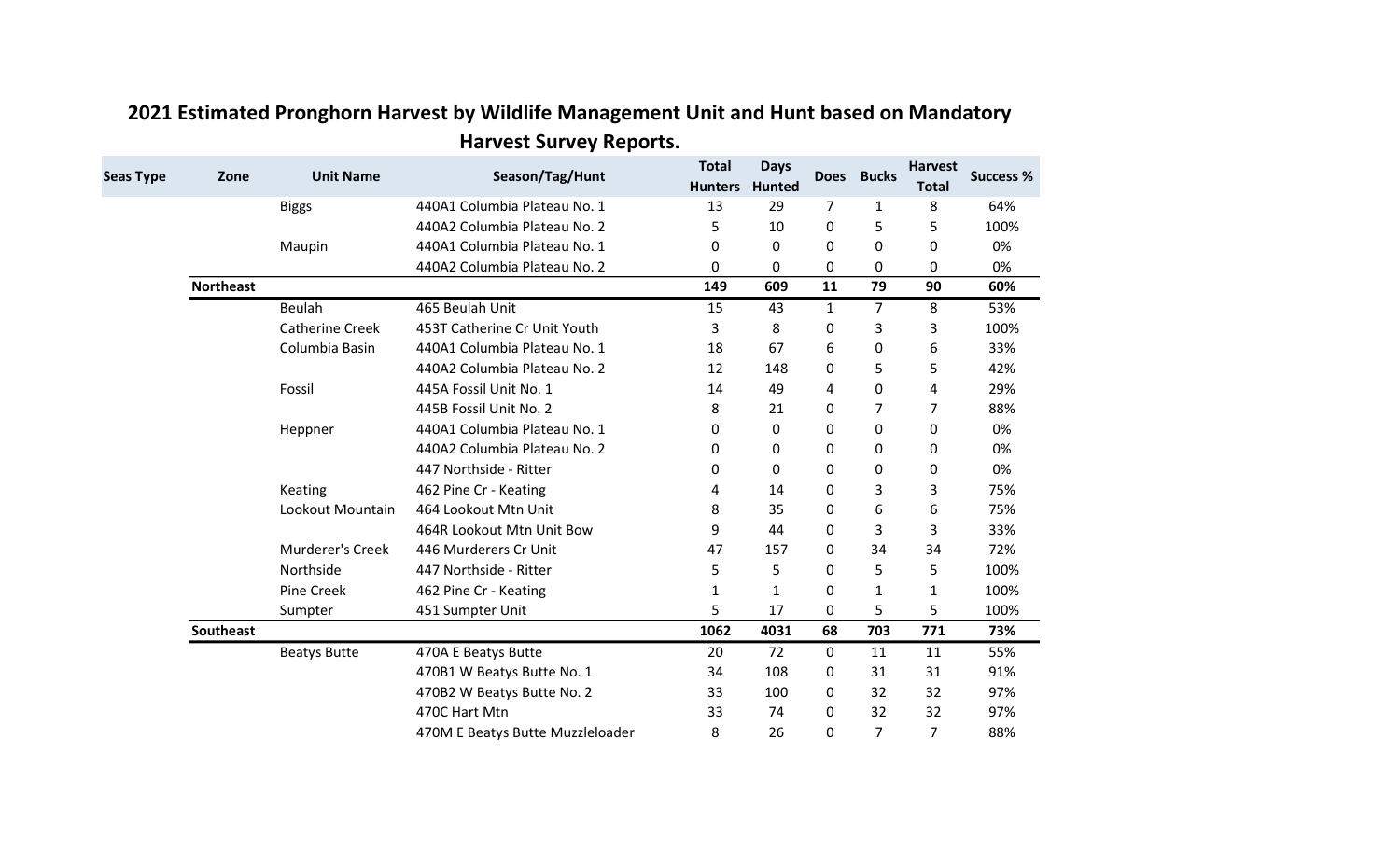## 2021 Estimated Pronghorn Harvest by Wildlife Management Unit and Hunt based on Mandatory Harvest Survey Reports.

| Seas Type | Zone | Unit Name | Season/Tag/Hunt | Total Hunters | Days Hunted | Does | Bucks | Harvest Total | Success % |
|---|---|---|---|---|---|---|---|---|---|
| | | Biggs | 440A1 Columbia Plateau No. 1 | 13 | 29 | 7 | 1 | 8 | 64% |
| | | | 440A2 Columbia Plateau No. 2 | 5 | 10 | 0 | 5 | 5 | 100% |
| | | Maupin | 440A1 Columbia Plateau No. 1 | 0 | 0 | 0 | 0 | 0 | 0% |
| | | | 440A2 Columbia Plateau No. 2 | 0 | 0 | 0 | 0 | 0 | 0% |
| | **Northeast** | | | **149** | **609** | **11** | **79** | **90** | **60%** |
| | | Beulah | 465 Beulah Unit | 15 | 43 | 1 | 7 | 8 | 53% |
| | | Catherine Creek | 453T Catherine Cr Unit Youth | 3 | 8 | 0 | 3 | 3 | 100% |
| | | Columbia Basin | 440A1 Columbia Plateau No. 1 | 18 | 67 | 6 | 0 | 6 | 33% |
| | | | 440A2 Columbia Plateau No. 2 | 12 | 148 | 0 | 5 | 5 | 42% |
| | | Fossil | 445A Fossil Unit No. 1 | 14 | 49 | 4 | 0 | 4 | 29% |
| | | | 445B Fossil Unit No. 2 | 8 | 21 | 0 | 7 | 7 | 88% |
| | | Heppner | 440A1 Columbia Plateau No. 1 | 0 | 0 | 0 | 0 | 0 | 0% |
| | | | 440A2 Columbia Plateau No. 2 | 0 | 0 | 0 | 0 | 0 | 0% |
| | | | 447 Northside - Ritter | 0 | 0 | 0 | 0 | 0 | 0% |
| | | Keating | 462 Pine Cr - Keating | 4 | 14 | 0 | 3 | 3 | 75% |
| | | Lookout Mountain | 464 Lookout Mtn Unit | 8 | 35 | 0 | 6 | 6 | 75% |
| | | | 464R Lookout Mtn Unit Bow | 9 | 44 | 0 | 3 | 3 | 33% |
| | | Murderer's Creek | 446 Murderers Cr Unit | 47 | 157 | 0 | 34 | 34 | 72% |
| | | Northside | 447 Northside - Ritter | 5 | 5 | 0 | 5 | 5 | 100% |
| | | Pine Creek | 462 Pine Cr - Keating | 1 | 1 | 0 | 1 | 1 | 100% |
| | | Sumpter | 451 Sumpter Unit | 5 | 17 | 0 | 5 | 5 | 100% |
| | **Southeast** | | | **1062** | **4031** | **68** | **703** | **771** | **73%** |
| | | Beatys Butte | 470A E Beatys Butte | 20 | 72 | 0 | 11 | 11 | 55% |
| | | | 470B1 W Beatys Butte No. 1 | 34 | 108 | 0 | 31 | 31 | 91% |
| | | | 470B2 W Beatys Butte No. 2 | 33 | 100 | 0 | 32 | 32 | 97% |
| | | | 470C Hart Mtn | 33 | 74 | 0 | 32 | 32 | 97% |
| | | | 470M E Beatys Butte Muzzleloader | 8 | 26 | 0 | 7 | 7 | 88% |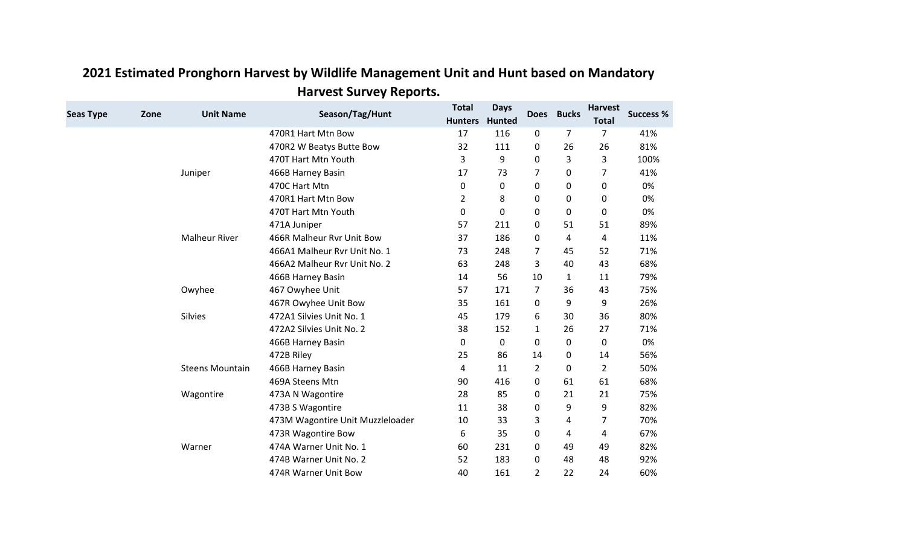## 2021 Estimated Pronghorn Harvest by Wildlife Management Unit and Hunt based on Mandatory Harvest Survey Reports.

| Seas Type | Zone | Unit Name | Season/Tag/Hunt | Total Hunters | Days Hunted | Does | Bucks | Harvest Total | Success % |
|---|---|---|---|---|---|---|---|---|---|
| | | | 470R1 Hart Mtn Bow | 17 | 116 | 0 | 7 | 7 | 41% |
| | | | 470R2 W Beatys Butte Bow | 32 | 111 | 0 | 26 | 26 | 81% |
| | | | 470T Hart Mtn Youth | 3 | 9 | 0 | 3 | 3 | 100% |
| | | Juniper | 466B Harney Basin | 17 | 73 | 7 | 0 | 7 | 41% |
| | | | 470C Hart Mtn | 0 | 0 | 0 | 0 | 0 | 0% |
| | | | 470R1 Hart Mtn Bow | 2 | 8 | 0 | 0 | 0 | 0% |
| | | | 470T Hart Mtn Youth | 0 | 0 | 0 | 0 | 0 | 0% |
| | | | 471A Juniper | 57 | 211 | 0 | 51 | 51 | 89% |
| | | Malheur River | 466R Malheur Rvr Unit Bow | 37 | 186 | 0 | 4 | 4 | 11% |
| | | | 466A1 Malheur Rvr Unit No. 1 | 73 | 248 | 7 | 45 | 52 | 71% |
| | | | 466A2 Malheur Rvr Unit No. 2 | 63 | 248 | 3 | 40 | 43 | 68% |
| | | | 466B Harney Basin | 14 | 56 | 10 | 1 | 11 | 79% |
| | | Owyhee | 467 Owyhee Unit | 57 | 171 | 7 | 36 | 43 | 75% |
| | | | 467R Owyhee Unit Bow | 35 | 161 | 0 | 9 | 9 | 26% |
| | | Silvies | 472A1 Silvies Unit No. 1 | 45 | 179 | 6 | 30 | 36 | 80% |
| | | | 472A2 Silvies Unit No. 2 | 38 | 152 | 1 | 26 | 27 | 71% |
| | | | 466B Harney Basin | 0 | 0 | 0 | 0 | 0 | 0% |
| | | | 472B Riley | 25 | 86 | 14 | 0 | 14 | 56% |
| | | Steens Mountain | 466B Harney Basin | 4 | 11 | 2 | 0 | 2 | 50% |
| | | | 469A Steens Mtn | 90 | 416 | 0 | 61 | 61 | 68% |
| | | Wagontire | 473A N Wagontire | 28 | 85 | 0 | 21 | 21 | 75% |
| | | | 473B S Wagontire | 11 | 38 | 0 | 9 | 9 | 82% |
| | | | 473M Wagontire Unit Muzzleloader | 10 | 33 | 3 | 4 | 7 | 70% |
| | | | 473R Wagontire Bow | 6 | 35 | 0 | 4 | 4 | 67% |
| | | Warner | 474A Warner Unit No. 1 | 60 | 231 | 0 | 49 | 49 | 82% |
| | | | 474B Warner Unit No. 2 | 52 | 183 | 0 | 48 | 48 | 92% |
| | | | 474R Warner Unit Bow | 40 | 161 | 2 | 22 | 24 | 60% |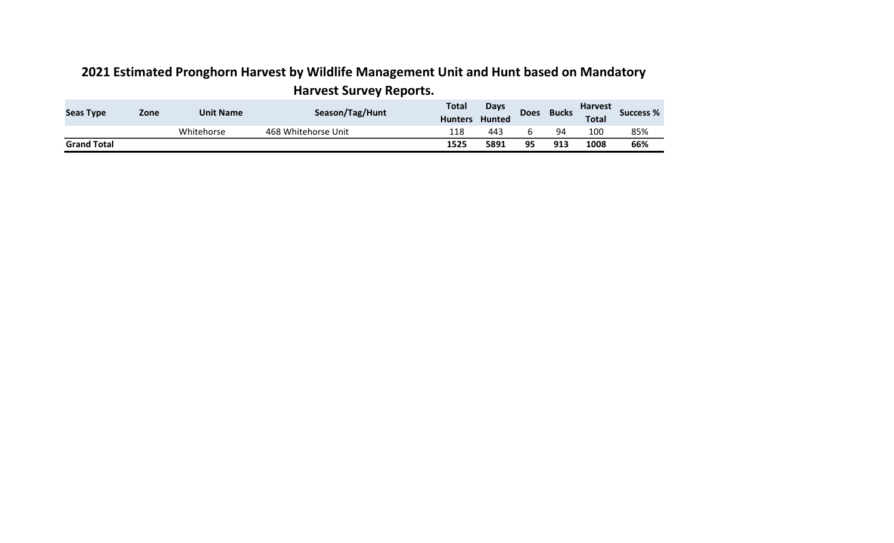## 2021 Estimated Pronghorn Harvest by Wildlife Management Unit and Hunt based on Mandatory Harvest Survey Reports.

| Seas Type | Zone | Unit Name | Season/Tag/Hunt | Total Hunters | Days Hunted | Does | Bucks | Harvest Total | Success % |
|---|---|---|---|---|---|---|---|---|---|
| | | Whitehorse | 468 Whitehorse Unit | 118 | 443 | 6 | 94 | 100 | 85% |
| **Grand Total** | | | | **1525** | **5891** | **95** | **913** | **1008** | **66%** |